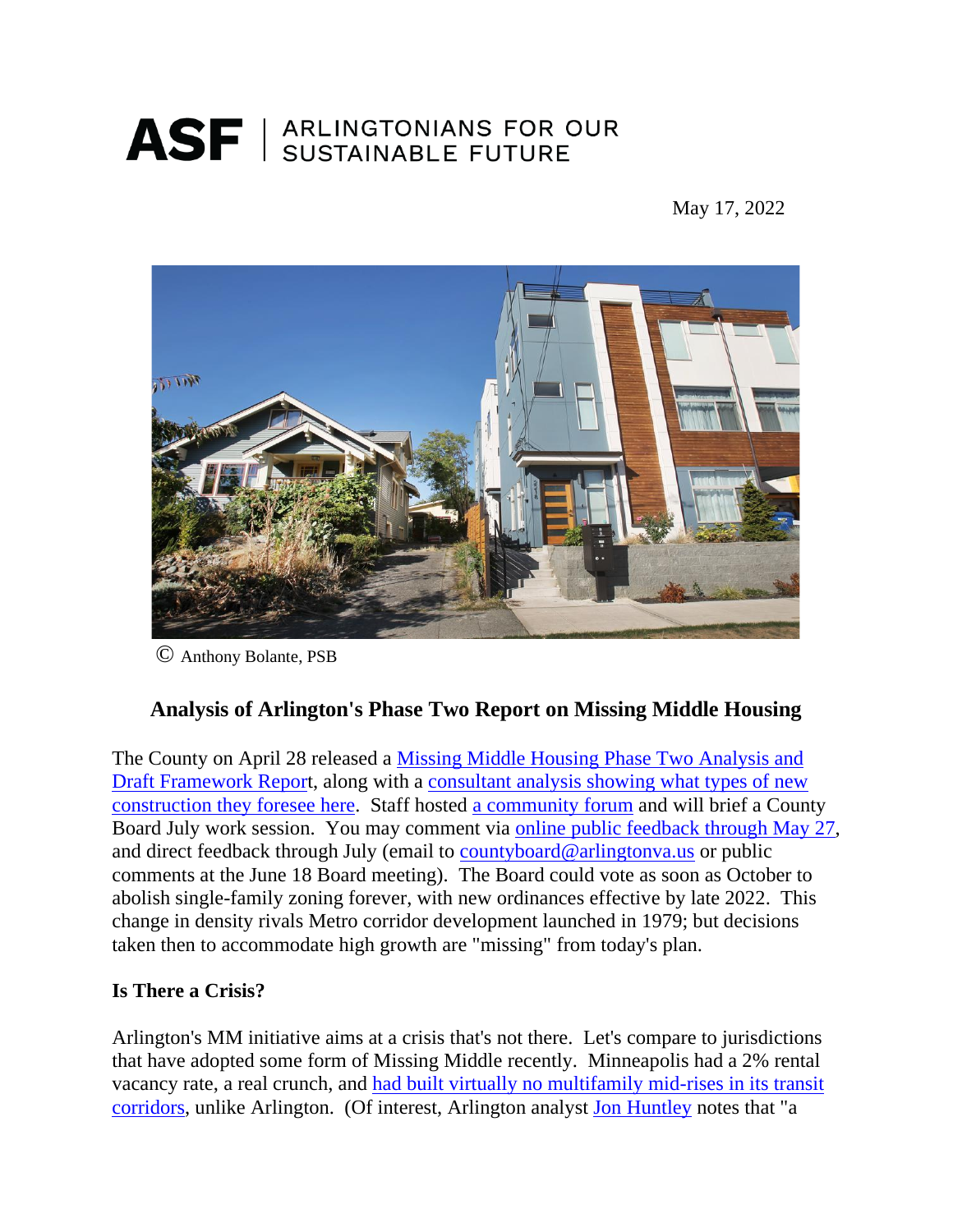**ASF** | ARLINGTONIANS FOR OUR SUSTAINABLE FUTURE

May 17, 2022

© Anthony Bolante, PSB

## Analysis of Arlington's Phase Two Report on Missing Middle Housing

The County on April 28 released a Missing Middle Housing Phase Two Analysis and Draft Framework Report, along with a consultant analysis showing what types of new construction they foresee here. Staff hosted a community forum and will brief a County Board July work session. You may comment via online public feedback through May 27, and direct feedback through July (email to countyboard@arlingtonva.us or public comments at the June 18 Board meeting). The Board could vote as soon as October to abolish single-family zoning forever, with new ordinances effective by late 2022. This change in density rivals Metro corridor development launched in 1979; but decisions taken then to accommodate high growth are "missing" from today's plan.

### Is There a Crisis?

Arlington's MM initiative aims at a crisis that's not there. Let's compare to jurisdictions that have adopted some form of Missing Middle recently. Minneapolis had a 2% rental vacancy rate, a real crunch, and had built virtually no multifamily mid-rises in its transit corridors, unlike Arlington. (Of interest, Arlington analyst Jon Huntley notes that "a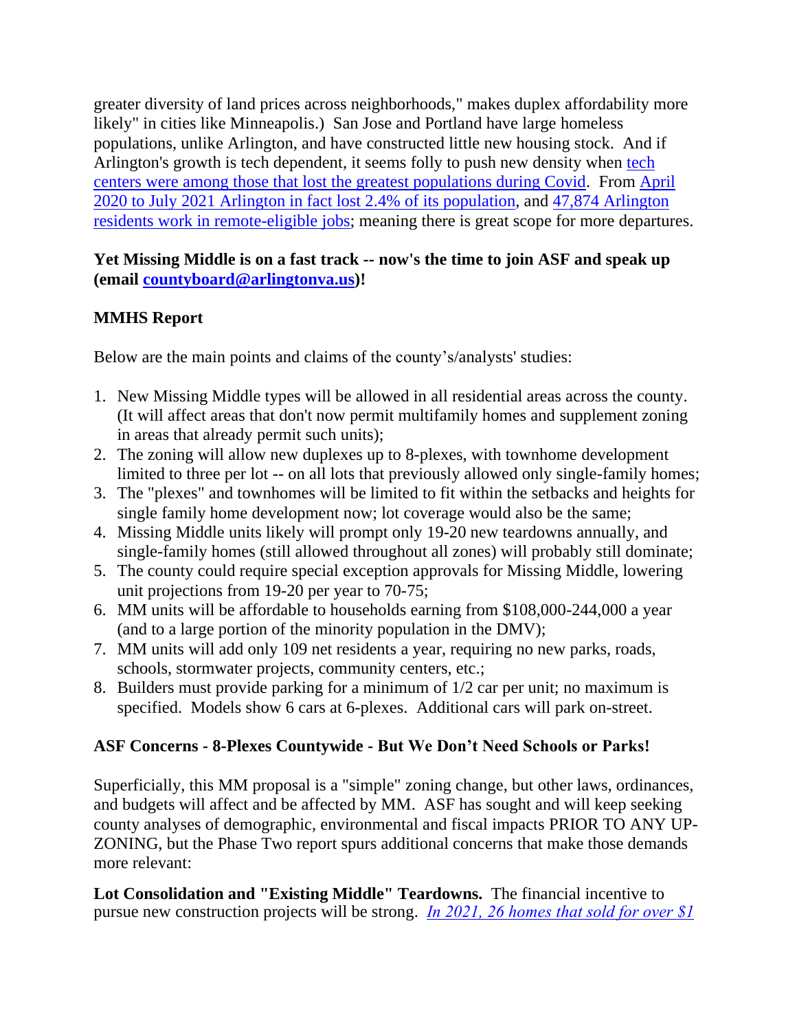greater diversity of land prices across neighborhoods," makes duplex affordability more likely" in cities like Minneapolis.) San Jose and Portland have large homeless populations, unlike Arlington, and have constructed little new housing stock. And if Arlington's growth is tech dependent, it seems folly to push new density when tech centers were among those that lost the greatest populations during Covid. From April 2020 to July 2021 Arlington in fact lost 2.4% of its population, and 47,874 Arlington residents work in remote-eligible jobs; meaning there is great scope for more departures.

**Yet Missing Middle is on a fast track -- now's the time to join ASF and speak up (email countyboard@arlingtonva.us)!**

**MMHS Report**

Below are the main points and claims of the county's/analysts' studies:

1. New Missing Middle types will be allowed in all residential areas across the county. (It will affect areas that don't now permit multifamily homes and supplement zoning in areas that already permit such units);
2. The zoning will allow new duplexes up to 8-plexes, with townhome development limited to three per lot -- on all lots that previously allowed only single-family homes;
3. The "plexes" and townhomes will be limited to fit within the setbacks and heights for single family home development now; lot coverage would also be the same;
4. Missing Middle units likely will prompt only 19-20 new teardowns annually, and single-family homes (still allowed throughout all zones) will probably still dominate;
5. The county could require special exception approvals for Missing Middle, lowering unit projections from 19-20 per year to 70-75;
6. MM units will be affordable to households earning from $108,000-244,000 a year (and to a large portion of the minority population in the DMV);
7. MM units will add only 109 net residents a year, requiring no new parks, roads, schools, stormwater projects, community centers, etc.;
8. Builders must provide parking for a minimum of 1/2 car per unit; no maximum is specified. Models show 6 cars at 6-plexes. Additional cars will park on-street.

**ASF Concerns - 8-Plexes Countywide - But We Don't Need Schools or Parks!**

Superficially, this MM proposal is a "simple" zoning change, but other laws, ordinances, and budgets will affect and be affected by MM. ASF has sought and will keep seeking county analyses of demographic, environmental and fiscal impacts PRIOR TO ANY UP-ZONING, but the Phase Two report spurs additional concerns that make those demands more relevant:

**Lot Consolidation and "Existing Middle" Teardowns.** The financial incentive to pursue new construction projects will be strong. *In 2021, 26 homes that sold for over $1*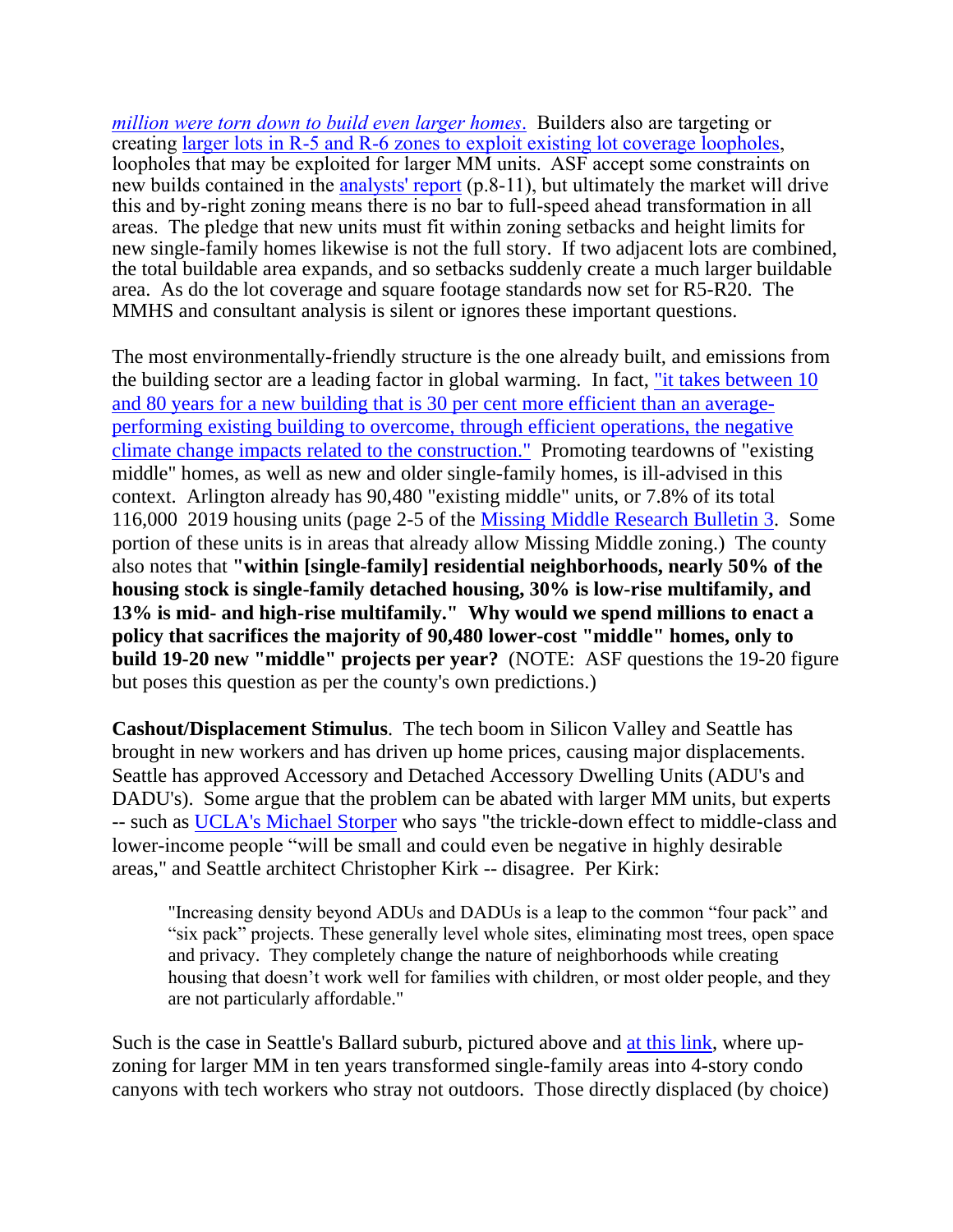*million were torn down to build even larger homes*. Builders also are targeting or creating larger lots in R-5 and R-6 zones to exploit existing lot coverage loopholes, loopholes that may be exploited for larger MM units. ASF accept some constraints on new builds contained in the analysts' report (p.8-11), but ultimately the market will drive this and by-right zoning means there is no bar to full-speed ahead transformation in all areas. The pledge that new units must fit within zoning setbacks and height limits for new single-family homes likewise is not the full story. If two adjacent lots are combined, the total buildable area expands, and so setbacks suddenly create a much larger buildable area. As do the lot coverage and square footage standards now set for R5-R20. The MMHS and consultant analysis is silent or ignores these important questions.

The most environmentally-friendly structure is the one already built, and emissions from the building sector are a leading factor in global warming. In fact, "it takes between 10 and 80 years for a new building that is 30 per cent more efficient than an average-performing existing building to overcome, through efficient operations, the negative climate change impacts related to the construction." Promoting teardowns of "existing middle" homes, as well as new and older single-family homes, is ill-advised in this context. Arlington already has 90,480 "existing middle" units, or 7.8% of its total 116,000 2019 housing units (page 2-5 of the Missing Middle Research Bulletin 3. Some portion of these units is in areas that already allow Missing Middle zoning.) The county also notes that **"within [single-family] residential neighborhoods, nearly 50% of the housing stock is single-family detached housing, 30% is low-rise multifamily, and 13% is mid- and high-rise multifamily." Why would we spend millions to enact a policy that sacrifices the majority of 90,480 lower-cost "middle" homes, only to build 19-20 new "middle" projects per year?** (NOTE: ASF questions the 19-20 figure but poses this question as per the county's own predictions.)

**Cashout/Displacement Stimulus**. The tech boom in Silicon Valley and Seattle has brought in new workers and has driven up home prices, causing major displacements. Seattle has approved Accessory and Detached Accessory Dwelling Units (ADU's and DADU's). Some argue that the problem can be abated with larger MM units, but experts -- such as UCLA's Michael Storper who says "the trickle-down effect to middle-class and lower-income people "will be small and could even be negative in highly desirable areas," and Seattle architect Christopher Kirk -- disagree. Per Kirk:

> "Increasing density beyond ADUs and DADUs is a leap to the common "four pack" and "six pack" projects. These generally level whole sites, eliminating most trees, open space and privacy. They completely change the nature of neighborhoods while creating housing that doesn't work well for families with children, or most older people, and they are not particularly affordable."

Such is the case in Seattle's Ballard suburb, pictured above and at this link, where up-zoning for larger MM in ten years transformed single-family areas into 4-story condo canyons with tech workers who stray not outdoors. Those directly displaced (by choice)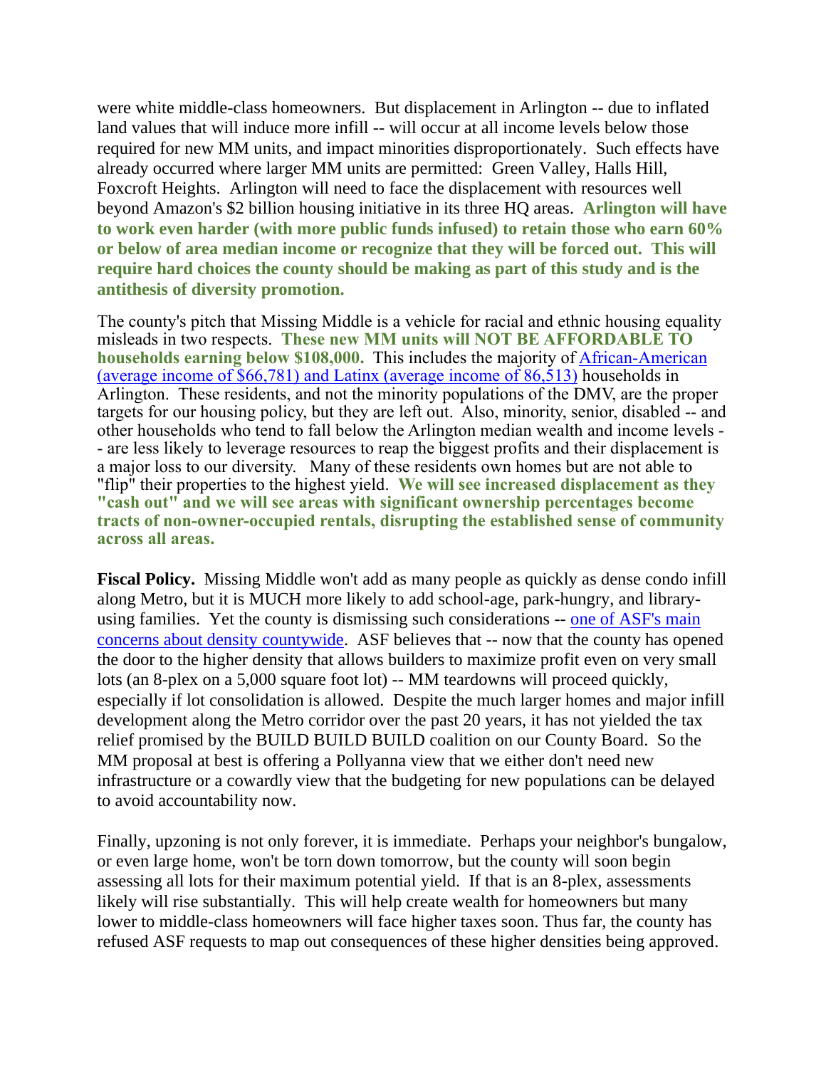were white middle-class homeowners. But displacement in Arlington -- due to inflated land values that will induce more infill -- will occur at all income levels below those required for new MM units, and impact minorities disproportionately. Such effects have already occurred where larger MM units are permitted: Green Valley, Halls Hill, Foxcroft Heights. Arlington will need to face the displacement with resources well beyond Amazon's $2 billion housing initiative in its three HQ areas. **Arlington will have to work even harder (with more public funds infused) to retain those who earn 60% or below of area median income or recognize that they will be forced out. This will require hard choices the county should be making as part of this study and is the antithesis of diversity promotion.**

The county's pitch that Missing Middle is a vehicle for racial and ethnic housing equality misleads in two respects. **These new MM units will NOT BE AFFORDABLE TO households earning below $108,000.** This includes the majority of African-American (average income of $66,781) and Latinx (average income of 86,513) households in Arlington. These residents, and not the minority populations of the DMV, are the proper targets for our housing policy, but they are left out. Also, minority, senior, disabled -- and other households who tend to fall below the Arlington median wealth and income levels -- are less likely to leverage resources to reap the biggest profits and their displacement is a major loss to our diversity. Many of these residents own homes but are not able to "flip" their properties to the highest yield. **We will see increased displacement as they "cash out" and we will see areas with significant ownership percentages become tracts of non-owner-occupied rentals, disrupting the established sense of community across all areas.**

**Fiscal Policy.** Missing Middle won't add as many people as quickly as dense condo infill along Metro, but it is MUCH more likely to add school-age, park-hungry, and library-using families. Yet the county is dismissing such considerations -- one of ASF's main concerns about density countywide. ASF believes that -- now that the county has opened the door to the higher density that allows builders to maximize profit even on very small lots (an 8-plex on a 5,000 square foot lot) -- MM teardowns will proceed quickly, especially if lot consolidation is allowed. Despite the much larger homes and major infill development along the Metro corridor over the past 20 years, it has not yielded the tax relief promised by the BUILD BUILD BUILD coalition on our County Board. So the MM proposal at best is offering a Pollyanna view that we either don't need new infrastructure or a cowardly view that the budgeting for new populations can be delayed to avoid accountability now.

Finally, upzoning is not only forever, it is immediate. Perhaps your neighbor's bungalow, or even large home, won't be torn down tomorrow, but the county will soon begin assessing all lots for their maximum potential yield. If that is an 8-plex, assessments likely will rise substantially. This will help create wealth for homeowners but many lower to middle-class homeowners will face higher taxes soon. Thus far, the county has refused ASF requests to map out consequences of these higher densities being approved.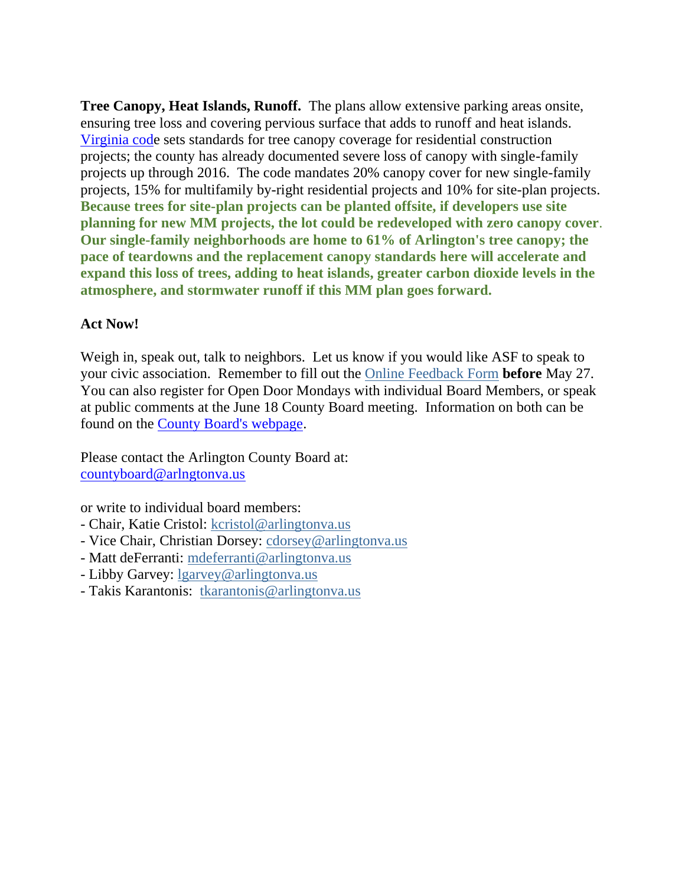**Tree Canopy, Heat Islands, Runoff.** The plans allow extensive parking areas onsite, ensuring tree loss and covering pervious surface that adds to runoff and heat islands. Virginia code sets standards for tree canopy coverage for residential construction projects; the county has already documented severe loss of canopy with single-family projects up through 2016. The code mandates 20% canopy cover for new single-family projects, 15% for multifamily by-right residential projects and 10% for site-plan projects. **Because trees for site-plan projects can be planted offsite, if developers use site planning for new MM projects, the lot could be redeveloped with zero canopy cover. Our single-family neighborhoods are home to 61% of Arlington's tree canopy; the pace of teardowns and the replacement canopy standards here will accelerate and expand this loss of trees, adding to heat islands, greater carbon dioxide levels in the atmosphere, and stormwater runoff if this MM plan goes forward.**

**Act Now!**

Weigh in, speak out, talk to neighbors. Let us know if you would like ASF to speak to your civic association. Remember to fill out the Online Feedback Form **before** May 27. You can also register for Open Door Mondays with individual Board Members, or speak at public comments at the June 18 County Board meeting. Information on both can be found on the County Board's webpage.

Please contact the Arlington County Board at:
countyboard@arlngtonva.us

or write to individual board members:
- Chair, Katie Cristol: kcristol@arlingtonva.us
- Vice Chair, Christian Dorsey: cdorsey@arlingtonva.us
- Matt deFerranti: mdeferranti@arlingtonva.us
- Libby Garvey: lgarvey@arlingtonva.us
- Takis Karantonis: tkarantonis@arlingtonva.us